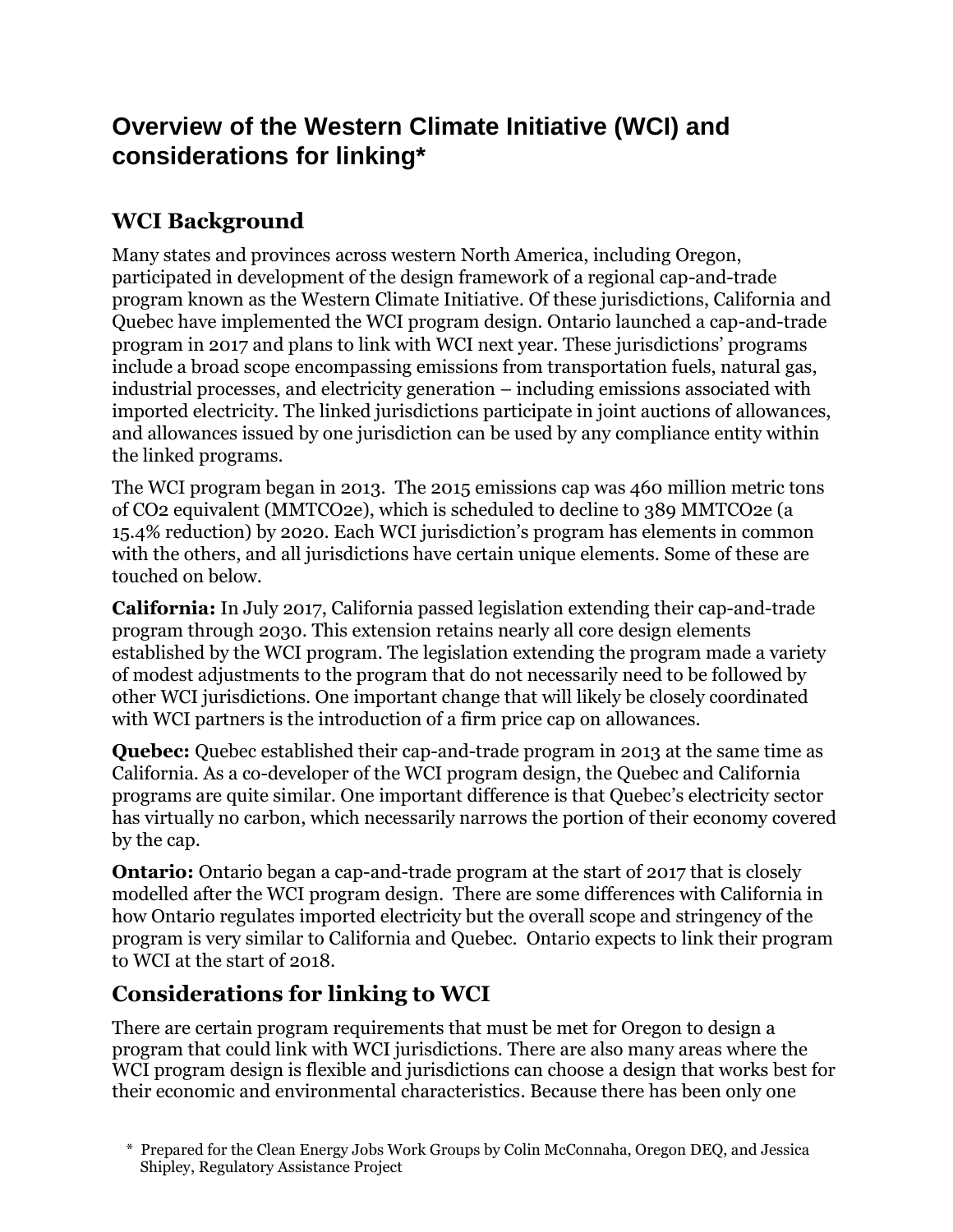# Overview of the Western Climate Initiative (WCI) and considerations for linking*

## WCI Background

Many states and provinces across western North America, including Oregon, participated in development of the design framework of a regional cap-and-trade program known as the Western Climate Initiative. Of these jurisdictions, California and Quebec have implemented the WCI program design. Ontario launched a cap-and-trade program in 2017 and plans to link with WCI next year. These jurisdictions' programs include a broad scope encompassing emissions from transportation fuels, natural gas, industrial processes, and electricity generation – including emissions associated with imported electricity. The linked jurisdictions participate in joint auctions of allowances, and allowances issued by one jurisdiction can be used by any compliance entity within the linked programs.

The WCI program began in 2013. The 2015 emissions cap was 460 million metric tons of CO2 equivalent (MMTCO2e), which is scheduled to decline to 389 MMTCO2e (a 15.4% reduction) by 2020. Each WCI jurisdiction's program has elements in common with the others, and all jurisdictions have certain unique elements. Some of these are touched on below.

**California:** In July 2017, California passed legislation extending their cap-and-trade program through 2030. This extension retains nearly all core design elements established by the WCI program. The legislation extending the program made a variety of modest adjustments to the program that do not necessarily need to be followed by other WCI jurisdictions. One important change that will likely be closely coordinated with WCI partners is the introduction of a firm price cap on allowances.

**Quebec:** Quebec established their cap-and-trade program in 2013 at the same time as California. As a co-developer of the WCI program design, the Quebec and California programs are quite similar. One important difference is that Quebec's electricity sector has virtually no carbon, which necessarily narrows the portion of their economy covered by the cap.

**Ontario:** Ontario began a cap-and-trade program at the start of 2017 that is closely modelled after the WCI program design. There are some differences with California in how Ontario regulates imported electricity but the overall scope and stringency of the program is very similar to California and Quebec. Ontario expects to link their program to WCI at the start of 2018.

## Considerations for linking to WCI

There are certain program requirements that must be met for Oregon to design a program that could link with WCI jurisdictions. There are also many areas where the WCI program design is flexible and jurisdictions can choose a design that works best for their economic and environmental characteristics. Because there has been only one

\* Prepared for the Clean Energy Jobs Work Groups by Colin McConnaha, Oregon DEQ, and Jessica Shipley, Regulatory Assistance Project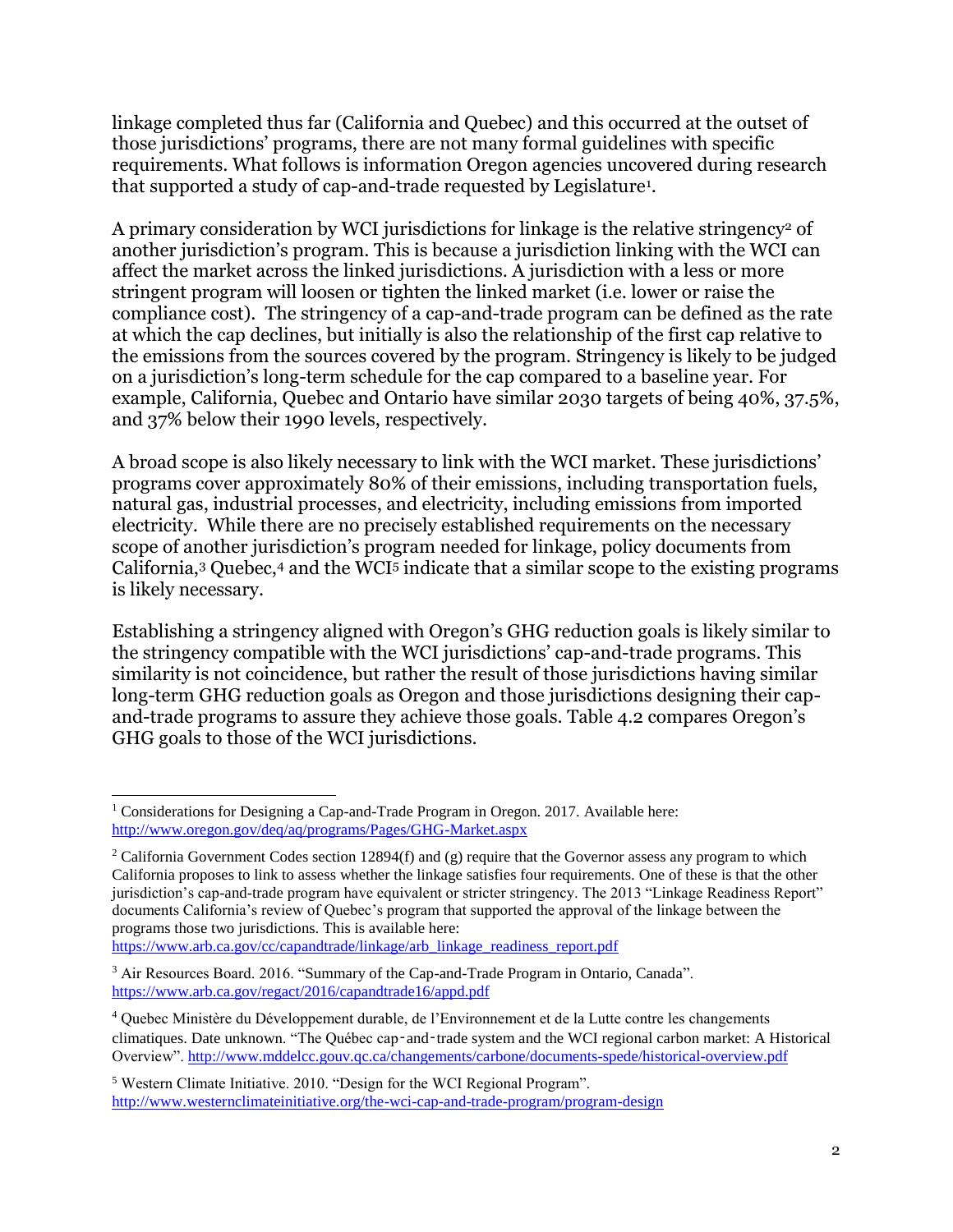linkage completed thus far (California and Quebec) and this occurred at the outset of those jurisdictions' programs, there are not many formal guidelines with specific requirements. What follows is information Oregon agencies uncovered during research that supported a study of cap-and-trade requested by Legislature[1].

A primary consideration by WCI jurisdictions for linkage is the relative stringency[2] of another jurisdiction's program. This is because a jurisdiction linking with the WCI can affect the market across the linked jurisdictions. A jurisdiction with a less or more stringent program will loosen or tighten the linked market (i.e. lower or raise the compliance cost). The stringency of a cap-and-trade program can be defined as the rate at which the cap declines, but initially is also the relationship of the first cap relative to the emissions from the sources covered by the program. Stringency is likely to be judged on a jurisdiction's long-term schedule for the cap compared to a baseline year. For example, California, Quebec and Ontario have similar 2030 targets of being 40%, 37.5%, and 37% below their 1990 levels, respectively.

A broad scope is also likely necessary to link with the WCI market. These jurisdictions' programs cover approximately 80% of their emissions, including transportation fuels, natural gas, industrial processes, and electricity, including emissions from imported electricity. While there are no precisely established requirements on the necessary scope of another jurisdiction's program needed for linkage, policy documents from California,[3] Quebec,[4] and the WCI[5] indicate that a similar scope to the existing programs is likely necessary.

Establishing a stringency aligned with Oregon's GHG reduction goals is likely similar to the stringency compatible with the WCI jurisdictions' cap-and-trade programs. This similarity is not coincidence, but rather the result of those jurisdictions having similar long-term GHG reduction goals as Oregon and those jurisdictions designing their cap-and-trade programs to assure they achieve those goals. Table 4.2 compares Oregon's GHG goals to those of the WCI jurisdictions.

---

[1] Considerations for Designing a Cap-and-Trade Program in Oregon. 2017. Available here: http://www.oregon.gov/deq/aq/programs/Pages/GHG-Market.aspx

[2] California Government Codes section 12894(f) and (g) require that the Governor assess any program to which California proposes to link to assess whether the linkage satisfies four requirements. One of these is that the other jurisdiction's cap-and-trade program have equivalent or stricter stringency. The 2013 "Linkage Readiness Report" documents California's review of Quebec's program that supported the approval of the linkage between the programs those two jurisdictions. This is available here: https://www.arb.ca.gov/cc/capandtrade/linkage/arb_linkage_readiness_report.pdf

[3] Air Resources Board. 2016. "Summary of the Cap-and-Trade Program in Ontario, Canada". https://www.arb.ca.gov/regact/2016/capandtrade16/appd.pdf

[4] Quebec Ministère du Développement durable, de l'Environnement et de la Lutte contre les changements climatiques. Date unknown. "The Québec cap-and-trade system and the WCI regional carbon market: A Historical Overview". http://www.mddelcc.gouv.qc.ca/changements/carbone/documents-spede/historical-overview.pdf

[5] Western Climate Initiative. 2010. "Design for the WCI Regional Program". http://www.westernclimateinitiative.org/the-wci-cap-and-trade-program/program-design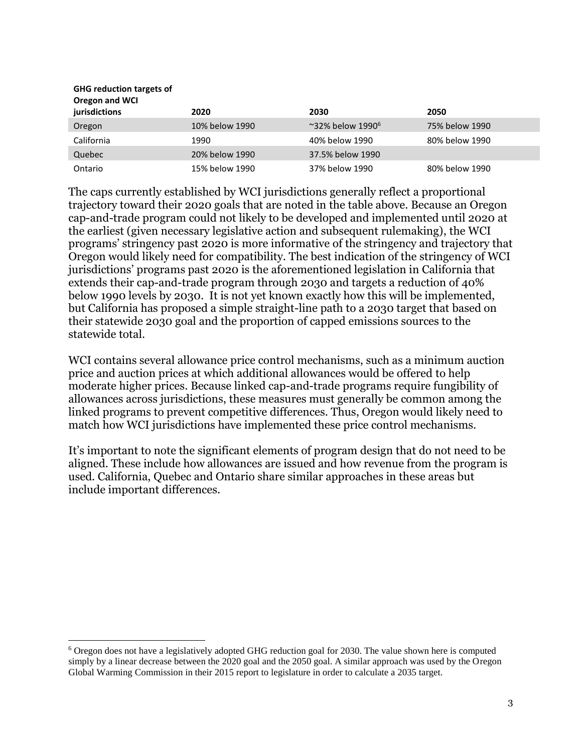| GHG reduction targets of Oregon and WCI jurisdictions | 2020 | 2030 | 2050 |
|---|---|---|---|
| Oregon | 10% below 1990 | ~32% below 1990[6] | 75% below 1990 |
| California | 1990 | 40% below 1990 | 80% below 1990 |
| Quebec | 20% below 1990 | 37.5% below 1990 | |
| Ontario | 15% below 1990 | 37% below 1990 | 80% below 1990 |

The caps currently established by WCI jurisdictions generally reflect a proportional trajectory toward their 2020 goals that are noted in the table above. Because an Oregon cap-and-trade program could not likely to be developed and implemented until 2020 at the earliest (given necessary legislative action and subsequent rulemaking), the WCI programs' stringency past 2020 is more informative of the stringency and trajectory that Oregon would likely need for compatibility. The best indication of the stringency of WCI jurisdictions' programs past 2020 is the aforementioned legislation in California that extends their cap-and-trade program through 2030 and targets a reduction of 40% below 1990 levels by 2030. It is not yet known exactly how this will be implemented, but California has proposed a simple straight-line path to a 2030 target that based on their statewide 2030 goal and the proportion of capped emissions sources to the statewide total.

WCI contains several allowance price control mechanisms, such as a minimum auction price and auction prices at which additional allowances would be offered to help moderate higher prices. Because linked cap-and-trade programs require fungibility of allowances across jurisdictions, these measures must generally be common among the linked programs to prevent competitive differences. Thus, Oregon would likely need to match how WCI jurisdictions have implemented these price control mechanisms.

It's important to note the significant elements of program design that do not need to be aligned. These include how allowances are issued and how revenue from the program is used. California, Quebec and Ontario share similar approaches in these areas but include important differences.

[6] Oregon does not have a legislatively adopted GHG reduction goal for 2030. The value shown here is computed simply by a linear decrease between the 2020 goal and the 2050 goal. A similar approach was used by the Oregon Global Warming Commission in their 2015 report to legislature in order to calculate a 2035 target.